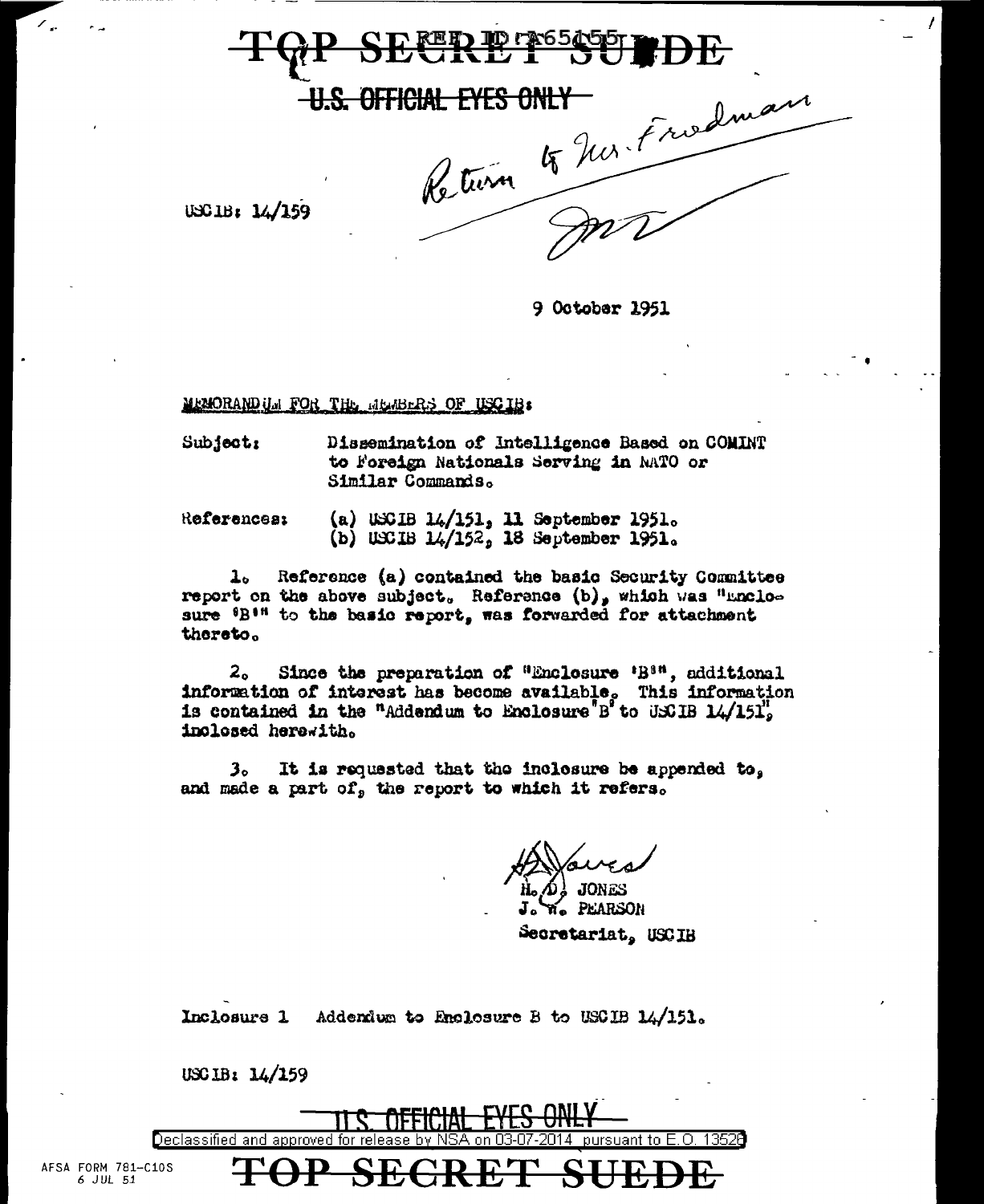TOP SECRET SUEDE

U.S. OFFICIAL EYES ONLY

Return to Mr. Friedman

USCIB: 14/159

9 October 1951

MEMORANDUM FOR THE MEMBERS OF USCIB:

Subject: Dissemination of Intelligence Based on COMINT to Foreign Nationals Serving in NATO or Similar Commands.

References: (a) USCIB 14/151, 11 September 1951.
(b) USCIB 14/152, 18 September 1951.

1. Reference (a) contained the basic Security Committee report on the above subject. Reference (b), which was "Enclosure 'B'" to the basic report, was forwarded for attachment thereto.

2. Since the preparation of "Enclosure 'B'", additional information of interest has become available. This information is contained in the "Addendum to Enclosure 'B' to USCIB 14/151", inclosed herewith.

3. It is requested that the inclosure be appended to, and made a part of, the report to which it refers.

H. D. JONES
J. W. PEARSON
Secretariat, USCIB

Inclosure 1 Addendum to Enclosure B to USCIB 14/151.

USCIB: 14/159

U.S. OFFICIAL EYES ONLY

Declassified and approved for release by NSA on 03-07-2014 pursuant to E.O. 13526

AFSA FORM 781-C10S
6 JUL 51

TOP SECRET SUEDE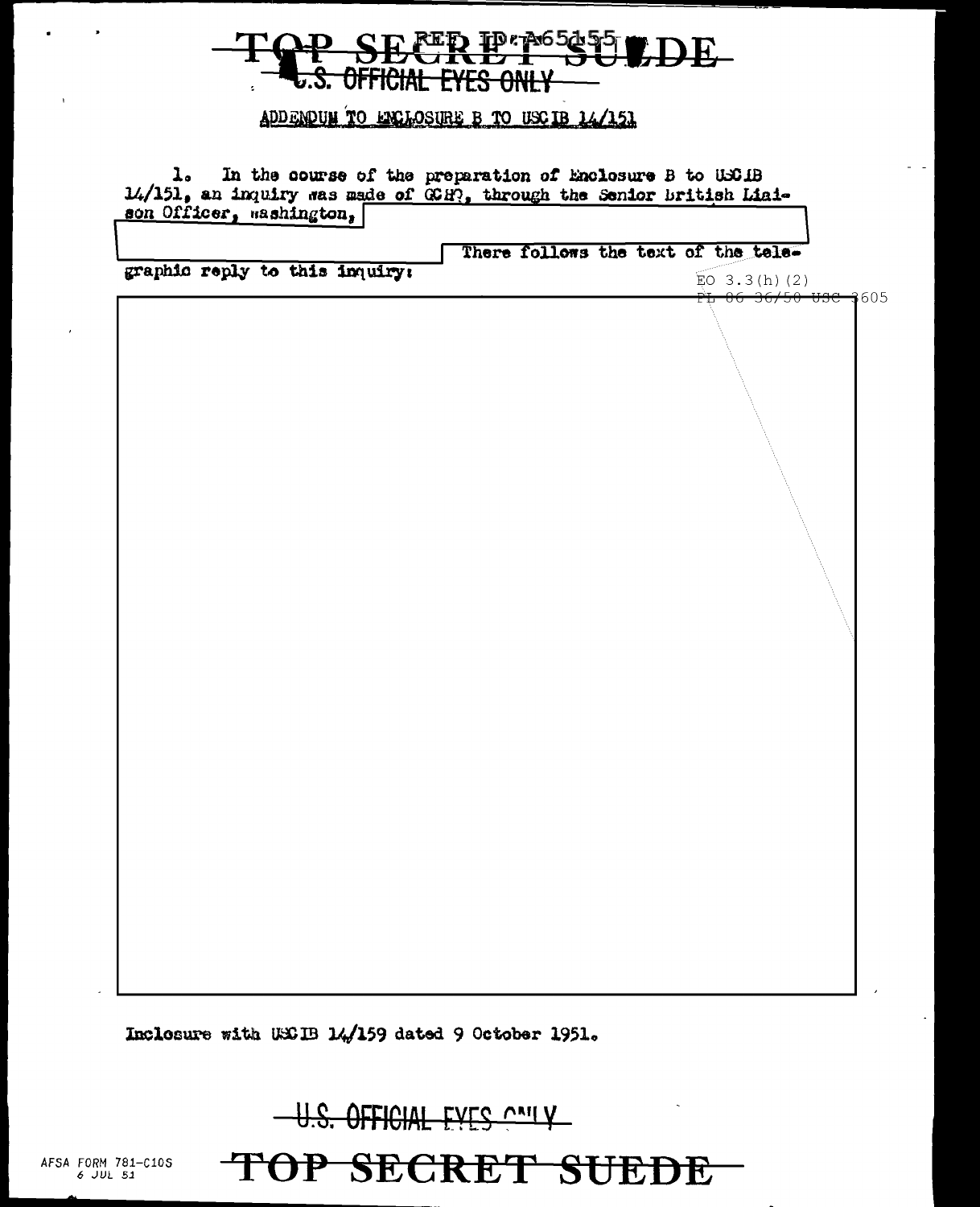TOP SECRET SUEDE
U.S. OFFICIAL EYES ONLY

REF ID:A65155

ADDENDUM TO ENCLOSURE B TO USCIB 14/151

1. In the course of the preparation of Enclosure B to USCIB 14/151, an inquiry was made of GCHQ, through the Senior British Liaison Officer, Washington, [redacted] There follows the text of the telegraphic reply to this inquiry:

EO 3.3(h)(2)
PL 86-36/50 USC 3605

[redacted]

Inclosure with USCIB 14/159 dated 9 October 1951.

U.S. OFFICIAL EYES ONLY

TOP SECRET SUEDE

AFSA FORM 781-C10S
6 JUL 51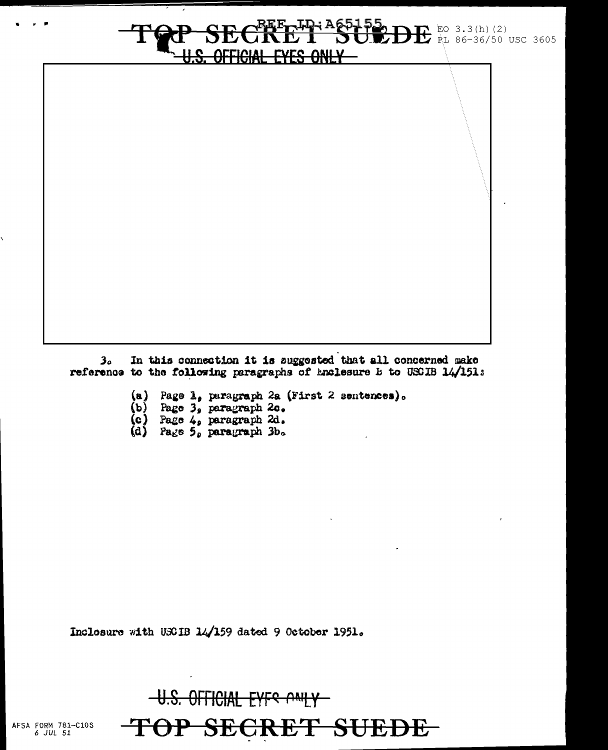**TOP SECRET SUEDE**

REF ID:A65155

EO 3.3(h)(2)
PL 86-36/50 USC 3605

U.S. OFFICIAL EYES ONLY

3. In this connection it is suggested that all concerned make reference to the following paragraphs of Enclosure B to USCIB 14/151:

(a) Page 1, paragraph 2a (First 2 sentences).
(b) Page 3, paragraph 2c.
(c) Page 4, paragraph 2d.
(d) Page 5, paragraph 3b.

Inclosure with USCIB 14/159 dated 9 October 1951.

U.S. OFFICIAL EYES ONLY

AFSA FORM 781-C10S
6 JUL 51

**TOP SECRET SUEDE**